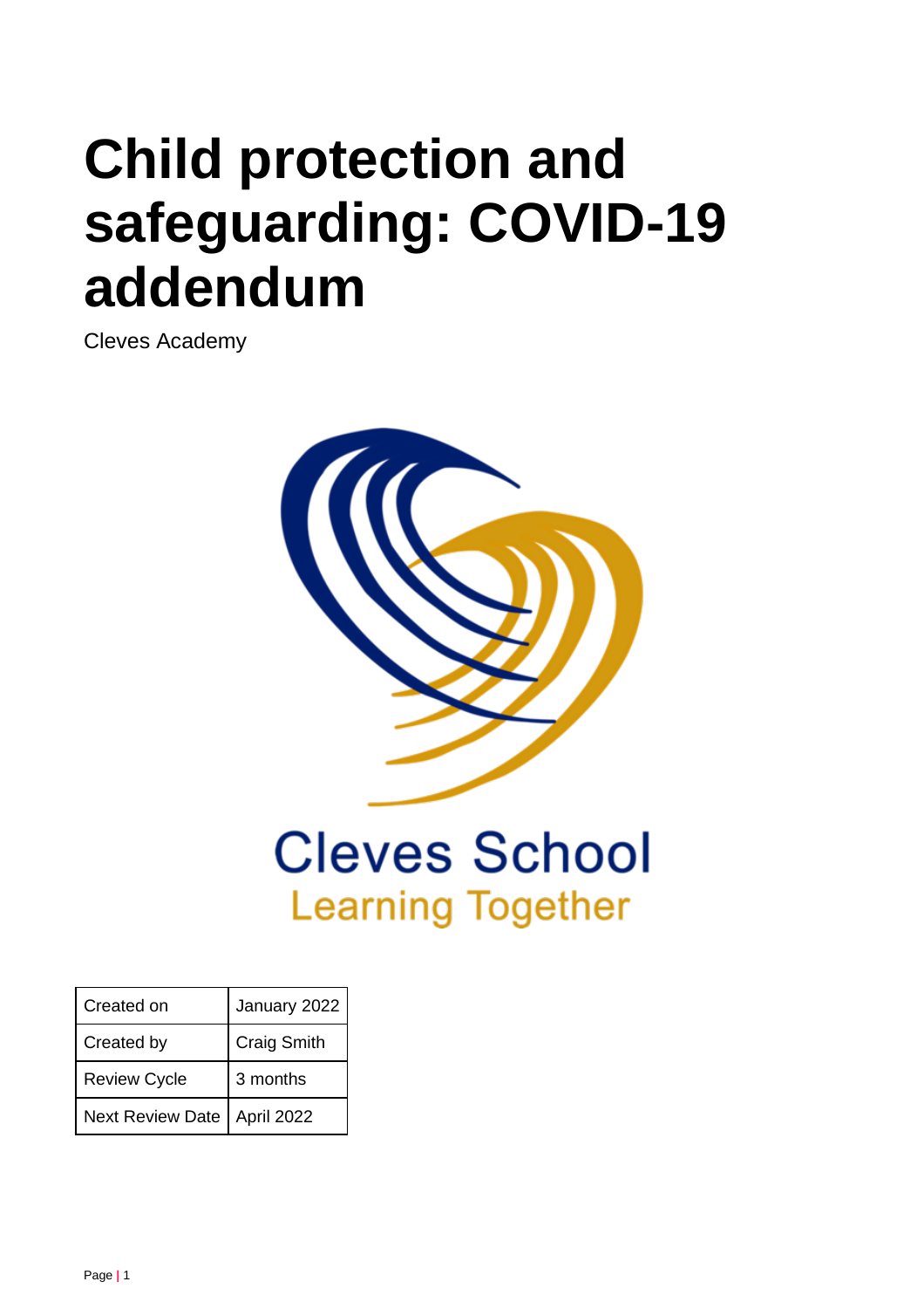# Child protection and safeguarding: COVID-19 addendum

Cleves Academy

Cleves School
Learning Together

| Created on | January 2022 |
|---|---|
| Created by | Craig Smith |
| Review Cycle | 3 months |
| Next Review Date | April 2022 |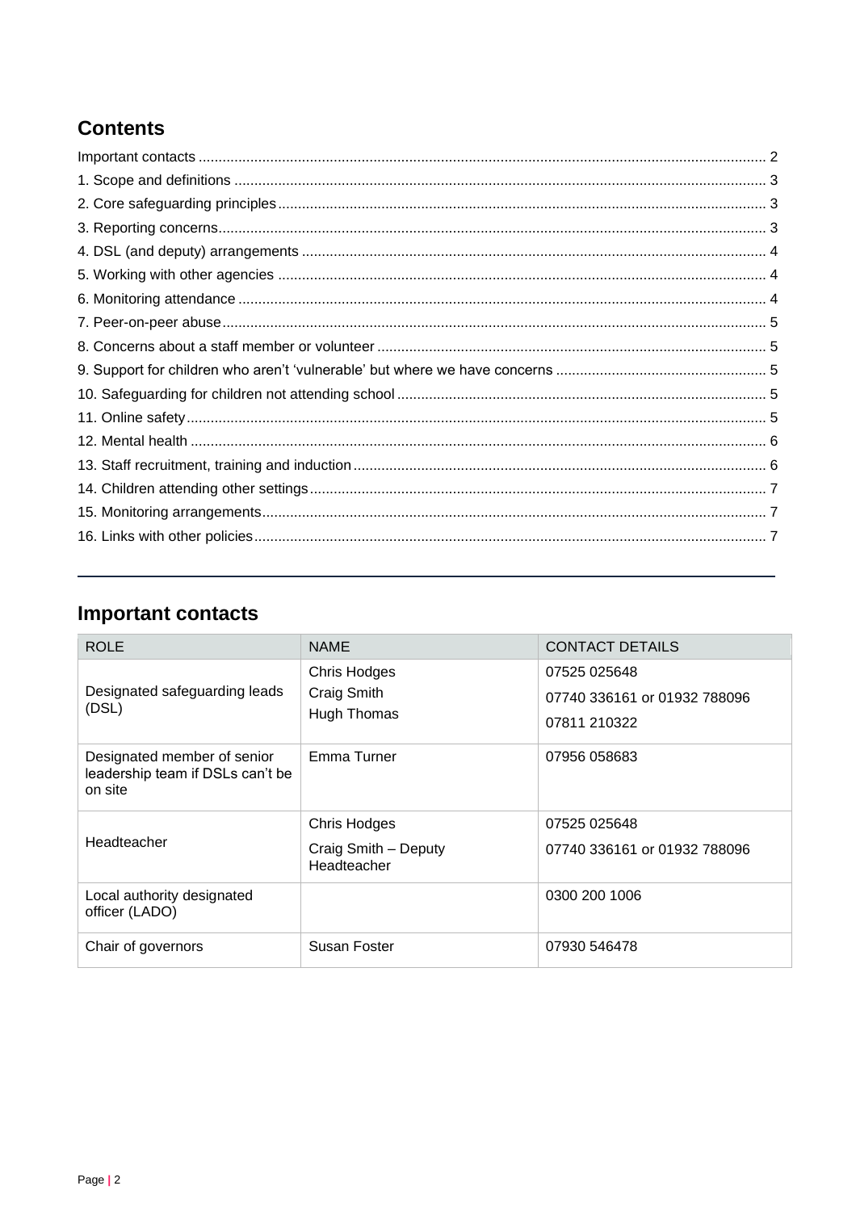## Contents

Important contacts ..... 2
1. Scope and definitions ..... 3
2. Core safeguarding principles ..... 3
3. Reporting concerns ..... 3
4. DSL (and deputy) arrangements ..... 4
5. Working with other agencies ..... 4
6. Monitoring attendance ..... 4
7. Peer-on-peer abuse ..... 5
8. Concerns about a staff member or volunteer ..... 5
9. Support for children who aren't 'vulnerable' but where we have concerns ..... 5
10. Safeguarding for children not attending school ..... 5
11. Online safety ..... 5
12. Mental health ..... 6
13. Staff recruitment, training and induction ..... 6
14. Children attending other settings ..... 7
15. Monitoring arrangements ..... 7
16. Links with other policies ..... 7

---

## Important contacts

| ROLE | NAME | CONTACT DETAILS |
| --- | --- | --- |
| Designated safeguarding leads (DSL) | Chris Hodges<br>Craig Smith<br>Hugh Thomas | 07525 025648<br>07740 336161 or 01932 788096<br>07811 210322 |
| Designated member of senior leadership team if DSLs can't be on site | Emma Turner | 07956 058683 |
| Headteacher | Chris Hodges<br>Craig Smith – Deputy Headteacher | 07525 025648<br>07740 336161 or 01932 788096 |
| Local authority designated officer (LADO) | | 0300 200 1006 |
| Chair of governors | Susan Foster | 07930 546478 |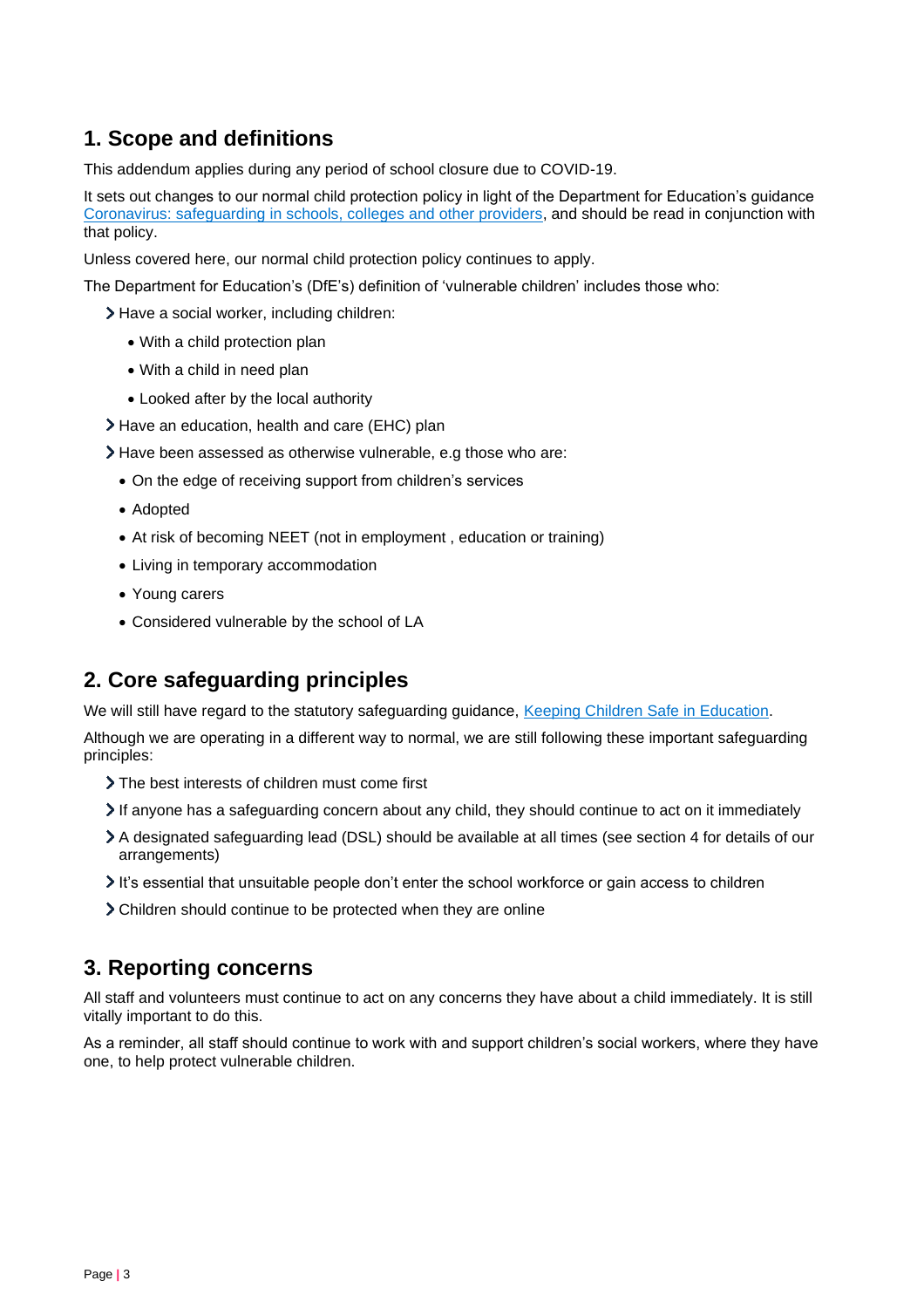## 1. Scope and definitions

This addendum applies during any period of school closure due to COVID-19.

It sets out changes to our normal child protection policy in light of the Department for Education's guidance [Coronavirus: safeguarding in schools, colleges and other providers](), and should be read in conjunction with that policy.

Unless covered here, our normal child protection policy continues to apply.

The Department for Education's (DfE's) definition of 'vulnerable children' includes those who:

- Have a social worker, including children:
  - With a child protection plan
  - With a child in need plan
  - Looked after by the local authority
- Have an education, health and care (EHC) plan
- Have been assessed as otherwise vulnerable, e.g those who are:
  - On the edge of receiving support from children's services
  - Adopted
  - At risk of becoming NEET (not in employment , education or training)
  - Living in temporary accommodation
  - Young carers
  - Considered vulnerable by the school of LA

## 2. Core safeguarding principles

We will still have regard to the statutory safeguarding guidance, [Keeping Children Safe in Education]().

Although we are operating in a different way to normal, we are still following these important safeguarding principles:

- The best interests of children must come first
- If anyone has a safeguarding concern about any child, they should continue to act on it immediately
- A designated safeguarding lead (DSL) should be available at all times (see section 4 for details of our arrangements)
- It's essential that unsuitable people don't enter the school workforce or gain access to children
- Children should continue to be protected when they are online

## 3. Reporting concerns

All staff and volunteers must continue to act on any concerns they have about a child immediately. It is still vitally important to do this.

As a reminder, all staff should continue to work with and support children's social workers, where they have one, to help protect vulnerable children.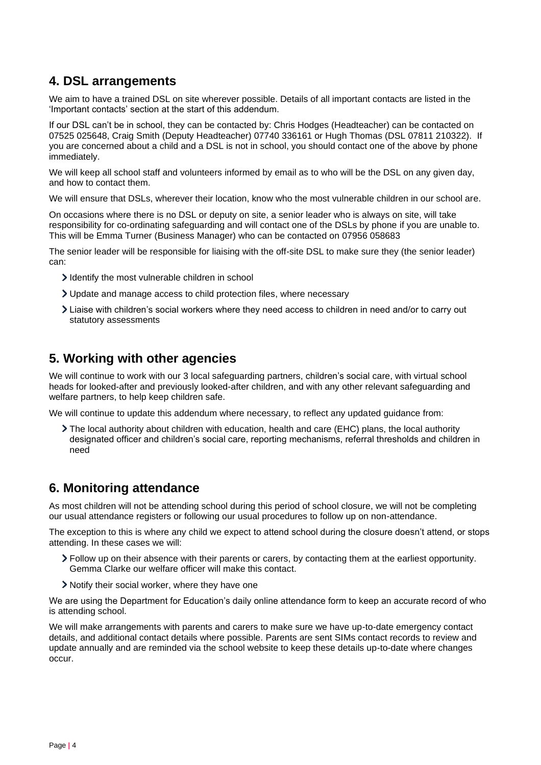## 4. DSL arrangements

We aim to have a trained DSL on site wherever possible. Details of all important contacts are listed in the 'Important contacts' section at the start of this addendum.

If our DSL can't be in school, they can be contacted by: Chris Hodges (Headteacher) can be contacted on 07525 025648, Craig Smith (Deputy Headteacher) 07740 336161 or Hugh Thomas (DSL 07811 210322). If you are concerned about a child and a DSL is not in school, you should contact one of the above by phone immediately.

We will keep all school staff and volunteers informed by email as to who will be the DSL on any given day, and how to contact them.

We will ensure that DSLs, wherever their location, know who the most vulnerable children in our school are.

On occasions where there is no DSL or deputy on site, a senior leader who is always on site, will take responsibility for co-ordinating safeguarding and will contact one of the DSLs by phone if you are unable to. This will be Emma Turner (Business Manager) who can be contacted on 07956 058683

The senior leader will be responsible for liaising with the off-site DSL to make sure they (the senior leader) can:

- Identify the most vulnerable children in school
- Update and manage access to child protection files, where necessary
- Liaise with children's social workers where they need access to children in need and/or to carry out statutory assessments

## 5. Working with other agencies

We will continue to work with our 3 local safeguarding partners, children's social care, with virtual school heads for looked-after and previously looked-after children, and with any other relevant safeguarding and welfare partners, to help keep children safe.

We will continue to update this addendum where necessary, to reflect any updated guidance from:

- The local authority about children with education, health and care (EHC) plans, the local authority designated officer and children's social care, reporting mechanisms, referral thresholds and children in need

## 6. Monitoring attendance

As most children will not be attending school during this period of school closure, we will not be completing our usual attendance registers or following our usual procedures to follow up on non-attendance.

The exception to this is where any child we expect to attend school during the closure doesn't attend, or stops attending. In these cases we will:

- Follow up on their absence with their parents or carers, by contacting them at the earliest opportunity. Gemma Clarke our welfare officer will make this contact.
- Notify their social worker, where they have one

We are using the Department for Education's daily online attendance form to keep an accurate record of who is attending school.

We will make arrangements with parents and carers to make sure we have up-to-date emergency contact details, and additional contact details where possible. Parents are sent SIMs contact records to review and update annually and are reminded via the school website to keep these details up-to-date where changes occur.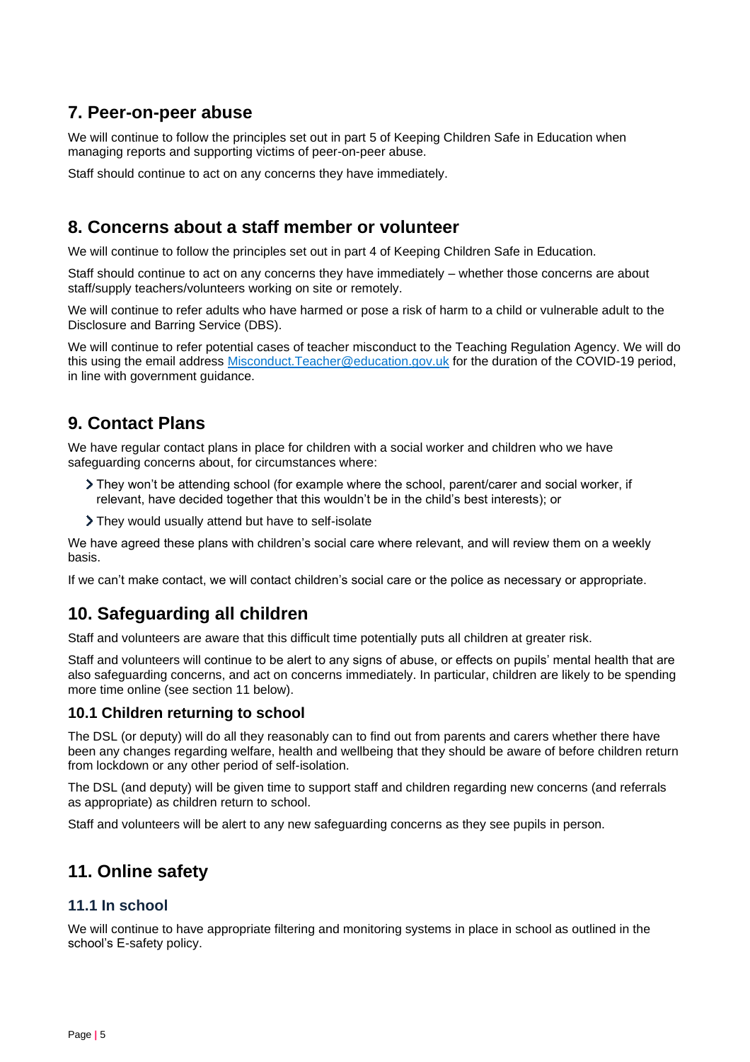## 7. Peer-on-peer abuse

We will continue to follow the principles set out in part 5 of Keeping Children Safe in Education when managing reports and supporting victims of peer-on-peer abuse.

Staff should continue to act on any concerns they have immediately.

## 8. Concerns about a staff member or volunteer

We will continue to follow the principles set out in part 4 of Keeping Children Safe in Education.

Staff should continue to act on any concerns they have immediately – whether those concerns are about staff/supply teachers/volunteers working on site or remotely.

We will continue to refer adults who have harmed or pose a risk of harm to a child or vulnerable adult to the Disclosure and Barring Service (DBS).

We will continue to refer potential cases of teacher misconduct to the Teaching Regulation Agency. We will do this using the email address Misconduct.Teacher@education.gov.uk for the duration of the COVID-19 period, in line with government guidance.

## 9. Contact Plans

We have regular contact plans in place for children with a social worker and children who we have safeguarding concerns about, for circumstances where:

- They won't be attending school (for example where the school, parent/carer and social worker, if relevant, have decided together that this wouldn't be in the child's best interests); or
- They would usually attend but have to self-isolate

We have agreed these plans with children's social care where relevant, and will review them on a weekly basis.

If we can't make contact, we will contact children's social care or the police as necessary or appropriate.

## 10. Safeguarding all children

Staff and volunteers are aware that this difficult time potentially puts all children at greater risk.

Staff and volunteers will continue to be alert to any signs of abuse, or effects on pupils' mental health that are also safeguarding concerns, and act on concerns immediately. In particular, children are likely to be spending more time online (see section 11 below).

### 10.1 Children returning to school

The DSL (or deputy) will do all they reasonably can to find out from parents and carers whether there have been any changes regarding welfare, health and wellbeing that they should be aware of before children return from lockdown or any other period of self-isolation.

The DSL (and deputy) will be given time to support staff and children regarding new concerns (and referrals as appropriate) as children return to school.

Staff and volunteers will be alert to any new safeguarding concerns as they see pupils in person.

## 11. Online safety

### 11.1 In school

We will continue to have appropriate filtering and monitoring systems in place in school as outlined in the school's E-safety policy.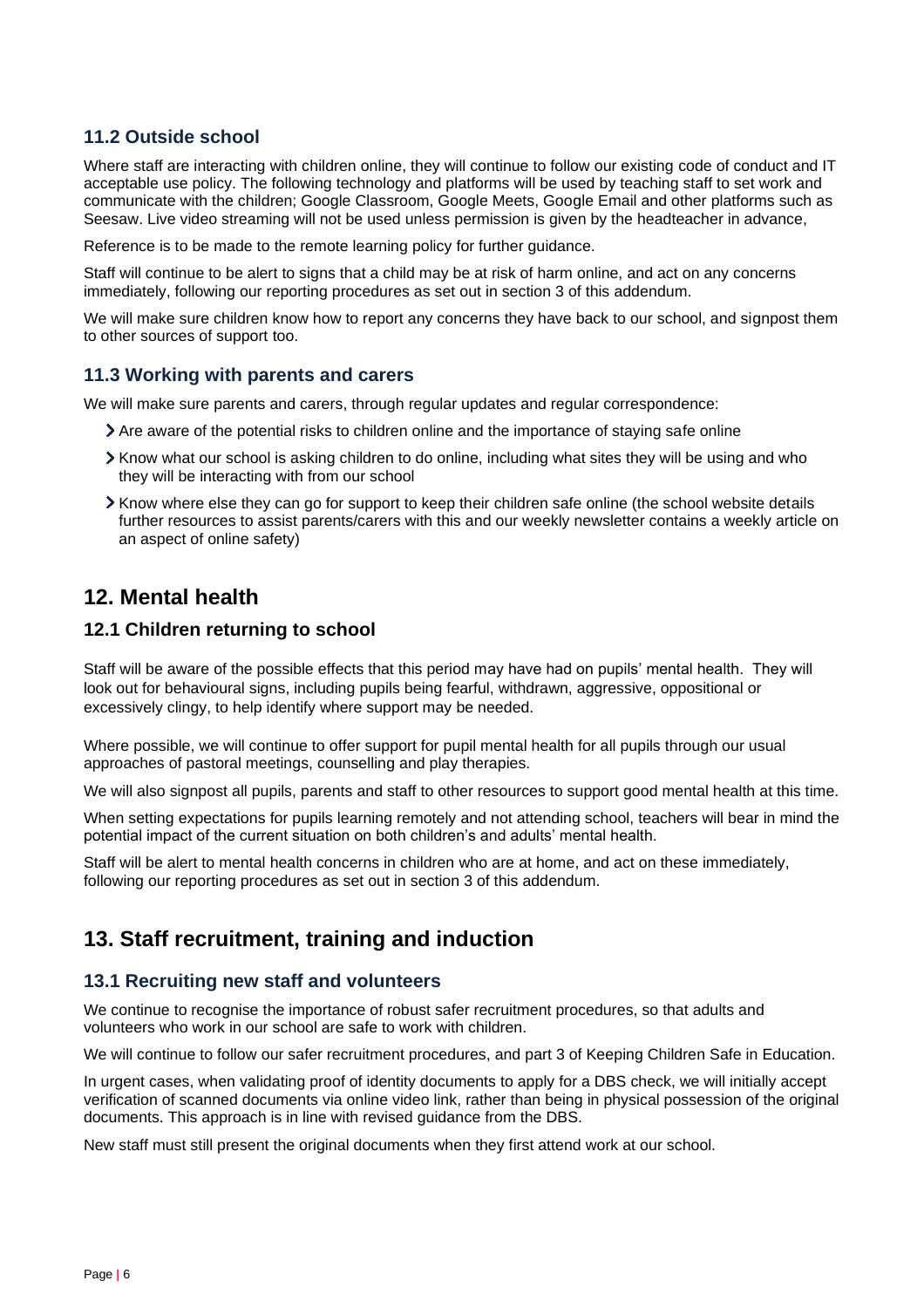### 11.2 Outside school

Where staff are interacting with children online, they will continue to follow our existing code of conduct and IT acceptable use policy. The following technology and platforms will be used by teaching staff to set work and communicate with the children; Google Classroom, Google Meets, Google Email and other platforms such as Seesaw. Live video streaming will not be used unless permission is given by the headteacher in advance,

Reference is to be made to the remote learning policy for further guidance.

Staff will continue to be alert to signs that a child may be at risk of harm online, and act on any concerns immediately, following our reporting procedures as set out in section 3 of this addendum.

We will make sure children know how to report any concerns they have back to our school, and signpost them to other sources of support too.

### 11.3 Working with parents and carers

We will make sure parents and carers, through regular updates and regular correspondence:

- Are aware of the potential risks to children online and the importance of staying safe online
- Know what our school is asking children to do online, including what sites they will be using and who they will be interacting with from our school
- Know where else they can go for support to keep their children safe online (the school website details further resources to assist parents/carers with this and our weekly newsletter contains a weekly article on an aspect of online safety)

## 12. Mental health

### 12.1 Children returning to school

Staff will be aware of the possible effects that this period may have had on pupils' mental health. They will look out for behavioural signs, including pupils being fearful, withdrawn, aggressive, oppositional or excessively clingy, to help identify where support may be needed.

Where possible, we will continue to offer support for pupil mental health for all pupils through our usual approaches of pastoral meetings, counselling and play therapies.

We will also signpost all pupils, parents and staff to other resources to support good mental health at this time.

When setting expectations for pupils learning remotely and not attending school, teachers will bear in mind the potential impact of the current situation on both children's and adults' mental health.

Staff will be alert to mental health concerns in children who are at home, and act on these immediately, following our reporting procedures as set out in section 3 of this addendum.

## 13. Staff recruitment, training and induction

### 13.1 Recruiting new staff and volunteers

We continue to recognise the importance of robust safer recruitment procedures, so that adults and volunteers who work in our school are safe to work with children.

We will continue to follow our safer recruitment procedures, and part 3 of Keeping Children Safe in Education.

In urgent cases, when validating proof of identity documents to apply for a DBS check, we will initially accept verification of scanned documents via online video link, rather than being in physical possession of the original documents. This approach is in line with revised guidance from the DBS.

New staff must still present the original documents when they first attend work at our school.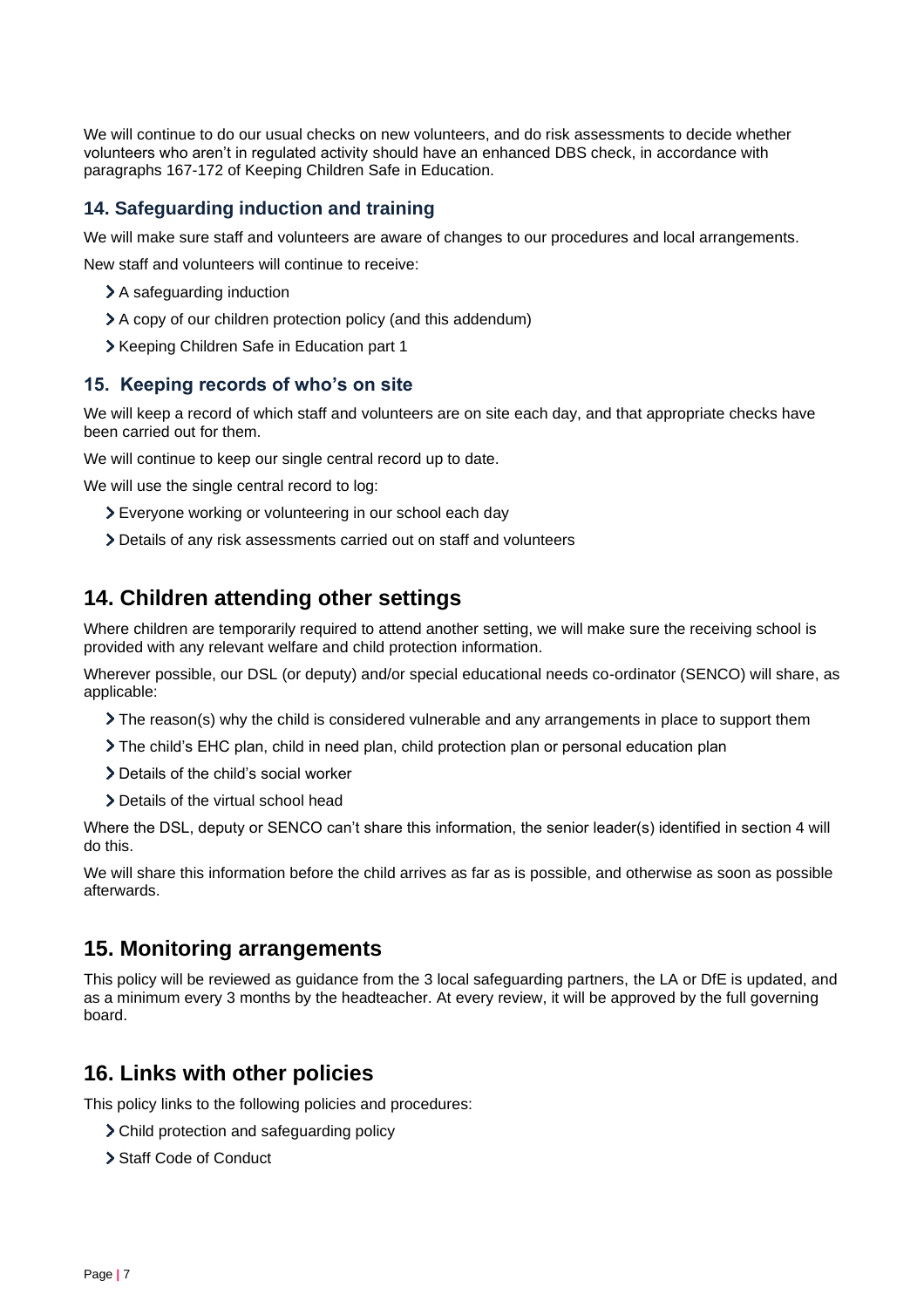We will continue to do our usual checks on new volunteers, and do risk assessments to decide whether volunteers who aren't in regulated activity should have an enhanced DBS check, in accordance with paragraphs 167-172 of Keeping Children Safe in Education.

### 14. Safeguarding induction and training

We will make sure staff and volunteers are aware of changes to our procedures and local arrangements.

New staff and volunteers will continue to receive:

- A safeguarding induction
- A copy of our children protection policy (and this addendum)
- Keeping Children Safe in Education part 1

### 15. Keeping records of who's on site

We will keep a record of which staff and volunteers are on site each day, and that appropriate checks have been carried out for them.

We will continue to keep our single central record up to date.

We will use the single central record to log:

- Everyone working or volunteering in our school each day
- Details of any risk assessments carried out on staff and volunteers

## 14. Children attending other settings

Where children are temporarily required to attend another setting, we will make sure the receiving school is provided with any relevant welfare and child protection information.

Wherever possible, our DSL (or deputy) and/or special educational needs co-ordinator (SENCO) will share, as applicable:

- The reason(s) why the child is considered vulnerable and any arrangements in place to support them
- The child's EHC plan, child in need plan, child protection plan or personal education plan
- Details of the child's social worker
- Details of the virtual school head

Where the DSL, deputy or SENCO can't share this information, the senior leader(s) identified in section 4 will do this.

We will share this information before the child arrives as far as is possible, and otherwise as soon as possible afterwards.

## 15. Monitoring arrangements

This policy will be reviewed as guidance from the 3 local safeguarding partners, the LA or DfE is updated, and as a minimum every 3 months by the headteacher. At every review, it will be approved by the full governing board.

## 16. Links with other policies

This policy links to the following policies and procedures:

- Child protection and safeguarding policy
- Staff Code of Conduct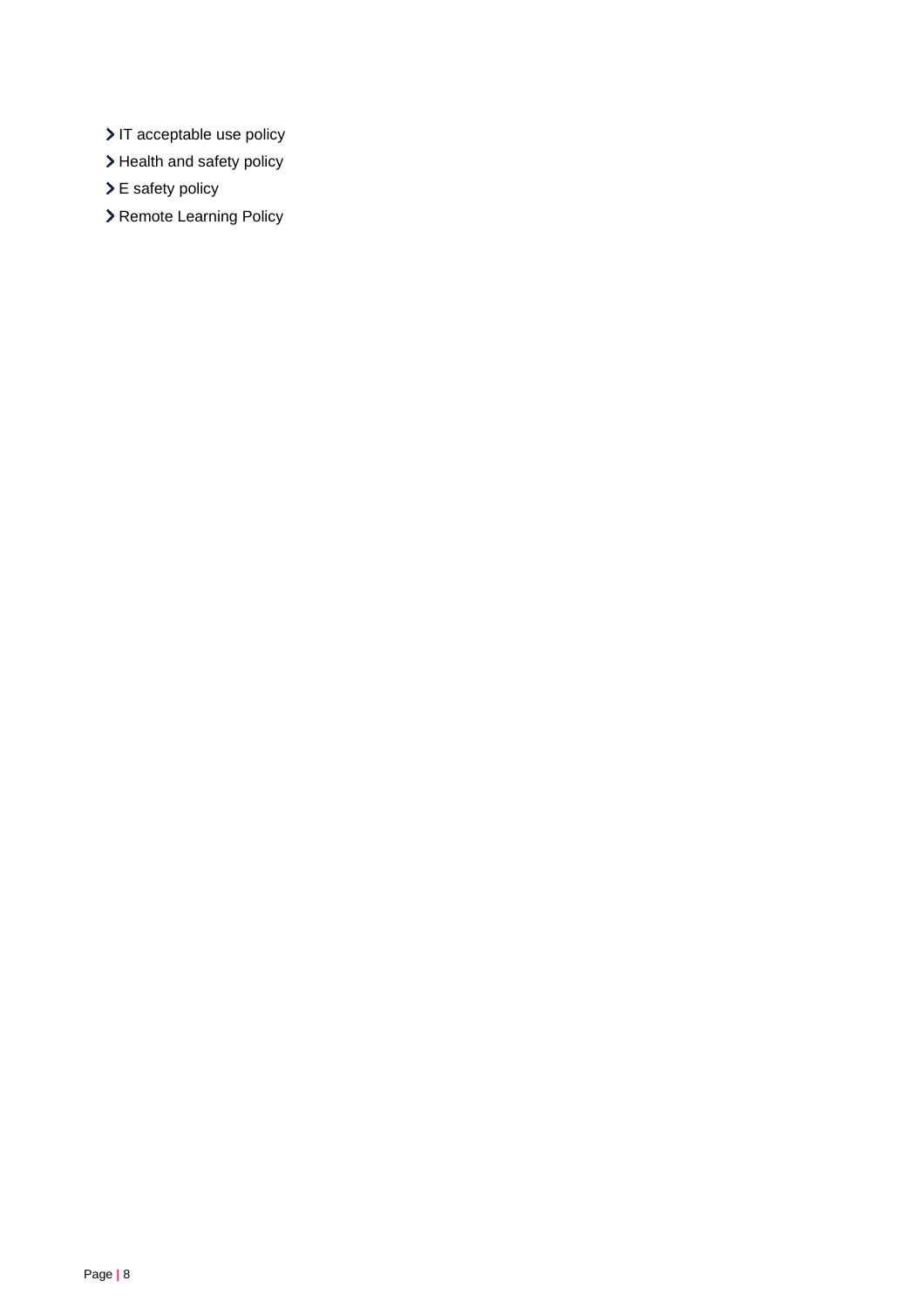- IT acceptable use policy
- Health and safety policy
- E safety policy
- Remote Learning Policy